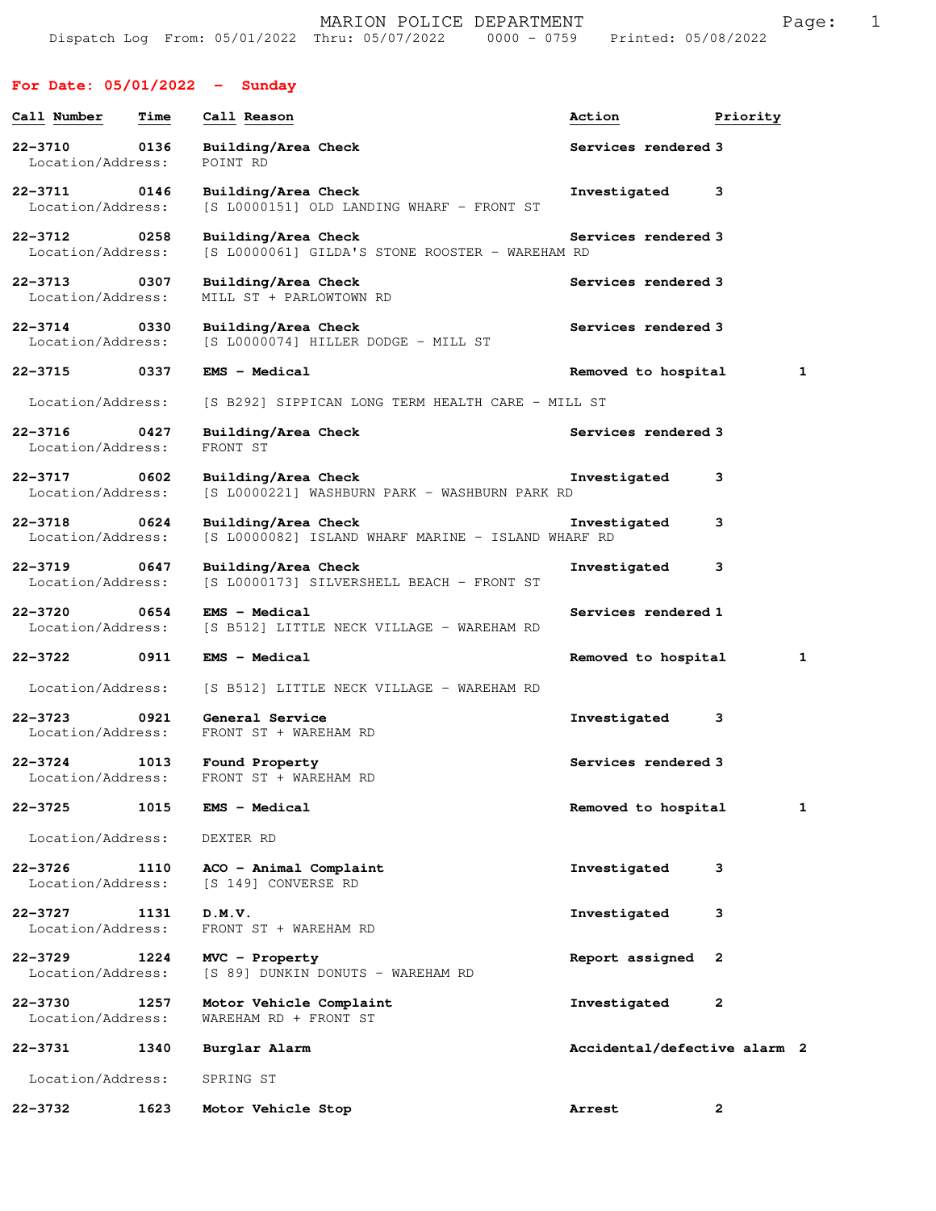MARION POLICE DEPARTMENT

Dispatch Log From: 05/01/2022 Thru: 05/07/2022 0000 - 0759 Printed: 05/08/2022

## For Date: 05/01/2022 - Sunday

| Call Number | Time | Call Reason | Action | Priority |
|---|---|---|---|---|
| 22-3710 | 0136 | Building/Area Check | Services rendered | 3 |
| Location/Address: | | POINT RD | | |
| 22-3711 | 0146 | Building/Area Check | Investigated | 3 |
| Location/Address: | | [S L0000151] OLD LANDING WHARF - FRONT ST | | |
| 22-3712 | 0258 | Building/Area Check | Services rendered | 3 |
| Location/Address: | | [S L0000061] GILDA'S STONE ROOSTER - WAREHAM RD | | |
| 22-3713 | 0307 | Building/Area Check | Services rendered | 3 |
| Location/Address: | | MILL ST + PARLOWTOWN RD | | |
| 22-3714 | 0330 | Building/Area Check | Services rendered | 3 |
| Location/Address: | | [S L0000074] HILLER DODGE - MILL ST | | |
| 22-3715 | 0337 | EMS - Medical | Removed to hospital | 1 |
| Location/Address: | | [S B292] SIPPICAN LONG TERM HEALTH CARE - MILL ST | | |
| 22-3716 | 0427 | Building/Area Check | Services rendered | 3 |
| Location/Address: | | FRONT ST | | |
| 22-3717 | 0602 | Building/Area Check | Investigated | 3 |
| Location/Address: | | [S L0000221] WASHBURN PARK - WASHBURN PARK RD | | |
| 22-3718 | 0624 | Building/Area Check | Investigated | 3 |
| Location/Address: | | [S L0000082] ISLAND WHARF MARINE - ISLAND WHARF RD | | |
| 22-3719 | 0647 | Building/Area Check | Investigated | 3 |
| Location/Address: | | [S L0000173] SILVERSHELL BEACH - FRONT ST | | |
| 22-3720 | 0654 | EMS - Medical | Services rendered | 1 |
| Location/Address: | | [S B512] LITTLE NECK VILLAGE - WAREHAM RD | | |
| 22-3722 | 0911 | EMS - Medical | Removed to hospital | 1 |
| Location/Address: | | [S B512] LITTLE NECK VILLAGE - WAREHAM RD | | |
| 22-3723 | 0921 | General Service | Investigated | 3 |
| Location/Address: | | FRONT ST + WAREHAM RD | | |
| 22-3724 | 1013 | Found Property | Services rendered | 3 |
| Location/Address: | | FRONT ST + WAREHAM RD | | |
| 22-3725 | 1015 | EMS - Medical | Removed to hospital | 1 |
| Location/Address: | | DEXTER RD | | |
| 22-3726 | 1110 | ACO - Animal Complaint | Investigated | 3 |
| Location/Address: | | [S 149] CONVERSE RD | | |
| 22-3727 | 1131 | D.M.V. | Investigated | 3 |
| Location/Address: | | FRONT ST + WAREHAM RD | | |
| 22-3729 | 1224 | MVC - Property | Report assigned | 2 |
| Location/Address: | | [S 89] DUNKIN DONUTS - WAREHAM RD | | |
| 22-3730 | 1257 | Motor Vehicle Complaint | Investigated | 2 |
| Location/Address: | | WAREHAM RD + FRONT ST | | |
| 22-3731 | 1340 | Burglar Alarm | Accidental/defective alarm | 2 |
| Location/Address: | | SPRING ST | | |
| 22-3732 | 1623 | Motor Vehicle Stop | Arrest | 2 |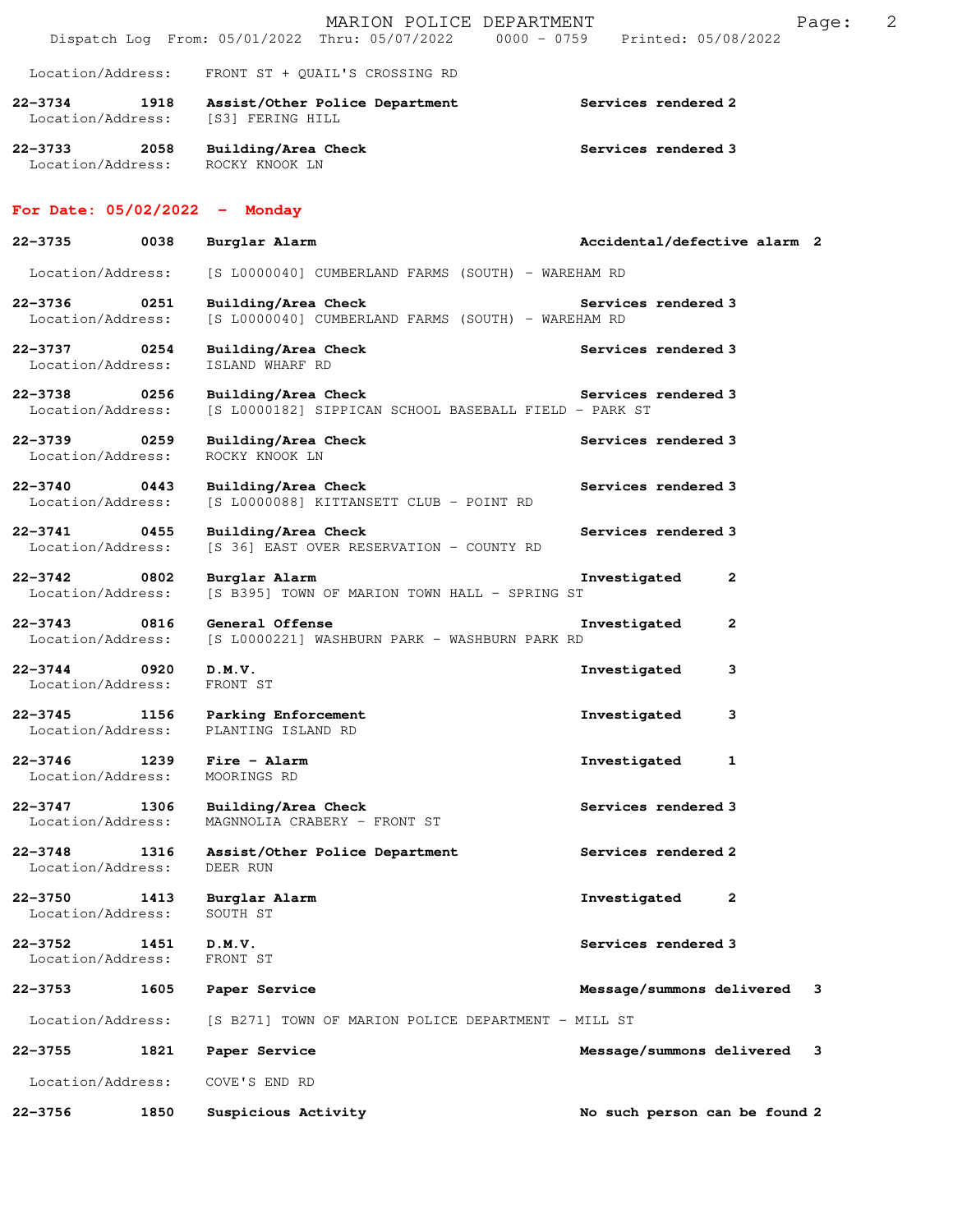Location/Address: FRONT ST + QUAIL'S CROSSING RD

**22-3734 1918 Assist/Other Police Department** **Services rendered 2**
Location/Address: [S3] FERING HILL

**22-3733 2058 Building/Area Check** **Services rendered 3**
Location/Address: ROCKY KNOOK LN

## For Date: 05/02/2022 - Monday

**22-3735 0038 Burglar Alarm** **Accidental/defective alarm 2**
Location/Address: [S L0000040] CUMBERLAND FARMS (SOUTH) - WAREHAM RD

**22-3736 0251 Building/Area Check** **Services rendered 3**
Location/Address: [S L0000040] CUMBERLAND FARMS (SOUTH) - WAREHAM RD

**22-3737 0254 Building/Area Check** **Services rendered 3**
Location/Address: ISLAND WHARF RD

**22-3738 0256 Building/Area Check** **Services rendered 3**
Location/Address: [S L0000182] SIPPICAN SCHOOL BASEBALL FIELD - PARK ST

**22-3739 0259 Building/Area Check** **Services rendered 3**
Location/Address: ROCKY KNOOK LN

**22-3740 0443 Building/Area Check** **Services rendered 3**
Location/Address: [S L0000088] KITTANSETT CLUB - POINT RD

**22-3741 0455 Building/Area Check** **Services rendered 3**
Location/Address: [S 36] EAST OVER RESERVATION - COUNTY RD

**22-3742 0802 Burglar Alarm** **Investigated 2**
Location/Address: [S B395] TOWN OF MARION TOWN HALL - SPRING ST

**22-3743 0816 General Offense** **Investigated 2**
Location/Address: [S L0000221] WASHBURN PARK - WASHBURN PARK RD

**22-3744 0920 D.M.V.** **Investigated 3**
Location/Address: FRONT ST

**22-3745 1156 Parking Enforcement** **Investigated 3**
Location/Address: PLANTING ISLAND RD

**22-3746 1239 Fire - Alarm** **Investigated 1**
Location/Address: MOORINGS RD

**22-3747 1306 Building/Area Check** **Services rendered 3**
Location/Address: MAGNNOLIA CRABERY - FRONT ST

**22-3748 1316 Assist/Other Police Department** **Services rendered 2**
Location/Address: DEER RUN

**22-3750 1413 Burglar Alarm** **Investigated 2**
Location/Address: SOUTH ST

**22-3752 1451 D.M.V.** **Services rendered 3**
Location/Address: FRONT ST

**22-3753 1605 Paper Service** **Message/summons delivered 3**
Location/Address: [S B271] TOWN OF MARION POLICE DEPARTMENT - MILL ST

**22-3755 1821 Paper Service** **Message/summons delivered 3**
Location/Address: COVE'S END RD

**22-3756 1850 Suspicious Activity** **No such person can be found 2**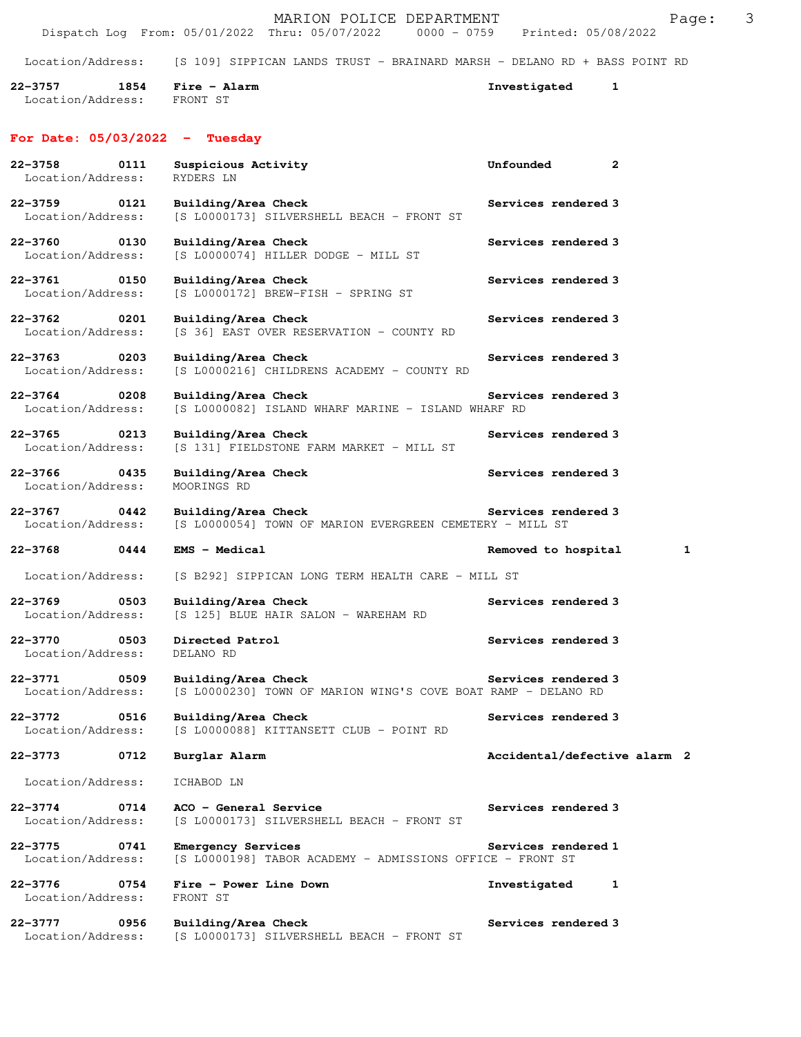Location/Address: [S 109] SIPPICAN LANDS TRUST - BRAINARD MARSH - DELANO RD + BASS POINT RD

**22-3757 1854 Fire - Alarm** **Investigated 1**
Location/Address: FRONT ST

## For Date: 05/03/2022 - Tuesday

**22-3758 0111 Suspicious Activity** **Unfounded 2**
Location/Address: RYDERS LN

**22-3759 0121 Building/Area Check** **Services rendered 3**
Location/Address: [S L0000173] SILVERSHELL BEACH - FRONT ST

**22-3760 0130 Building/Area Check** **Services rendered 3**
Location/Address: [S L0000074] HILLER DODGE - MILL ST

**22-3761 0150 Building/Area Check** **Services rendered 3**
Location/Address: [S L0000172] BREW-FISH - SPRING ST

**22-3762 0201 Building/Area Check** **Services rendered 3**
Location/Address: [S 36] EAST OVER RESERVATION - COUNTY RD

**22-3763 0203 Building/Area Check** **Services rendered 3**
Location/Address: [S L0000216] CHILDRENS ACADEMY - COUNTY RD

**22-3764 0208 Building/Area Check** **Services rendered 3**
Location/Address: [S L0000082] ISLAND WHARF MARINE - ISLAND WHARF RD

**22-3765 0213 Building/Area Check** **Services rendered 3**
Location/Address: [S 131] FIELDSTONE FARM MARKET - MILL ST

**22-3766 0435 Building/Area Check** **Services rendered 3**
Location/Address: MOORINGS RD

**22-3767 0442 Building/Area Check** **Services rendered 3**
Location/Address: [S L0000054] TOWN OF MARION EVERGREEN CEMETERY - MILL ST

**22-3768 0444 EMS - Medical** **Removed to hospital 1**
Location/Address: [S B292] SIPPICAN LONG TERM HEALTH CARE - MILL ST

**22-3769 0503 Building/Area Check** **Services rendered 3**
Location/Address: [S 125] BLUE HAIR SALON - WAREHAM RD

**22-3770 0503 Directed Patrol** **Services rendered 3**
Location/Address: DELANO RD

**22-3771 0509 Building/Area Check** **Services rendered 3**
Location/Address: [S L0000230] TOWN OF MARION WING'S COVE BOAT RAMP - DELANO RD

**22-3772 0516 Building/Area Check** **Services rendered 3**
Location/Address: [S L0000088] KITTANSETT CLUB - POINT RD

**22-3773 0712 Burglar Alarm** **Accidental/defective alarm 2**
Location/Address: ICHABOD LN

**22-3774 0714 ACO - General Service** **Services rendered 3**
Location/Address: [S L0000173] SILVERSHELL BEACH - FRONT ST

**22-3775 0741 Emergency Services** **Services rendered 1**
Location/Address: [S L0000198] TABOR ACADEMY - ADMISSIONS OFFICE - FRONT ST

**22-3776 0754 Fire - Power Line Down** **Investigated 1**
Location/Address: FRONT ST

**22-3777 0956 Building/Area Check** **Services rendered 3**
Location/Address: [S L0000173] SILVERSHELL BEACH - FRONT ST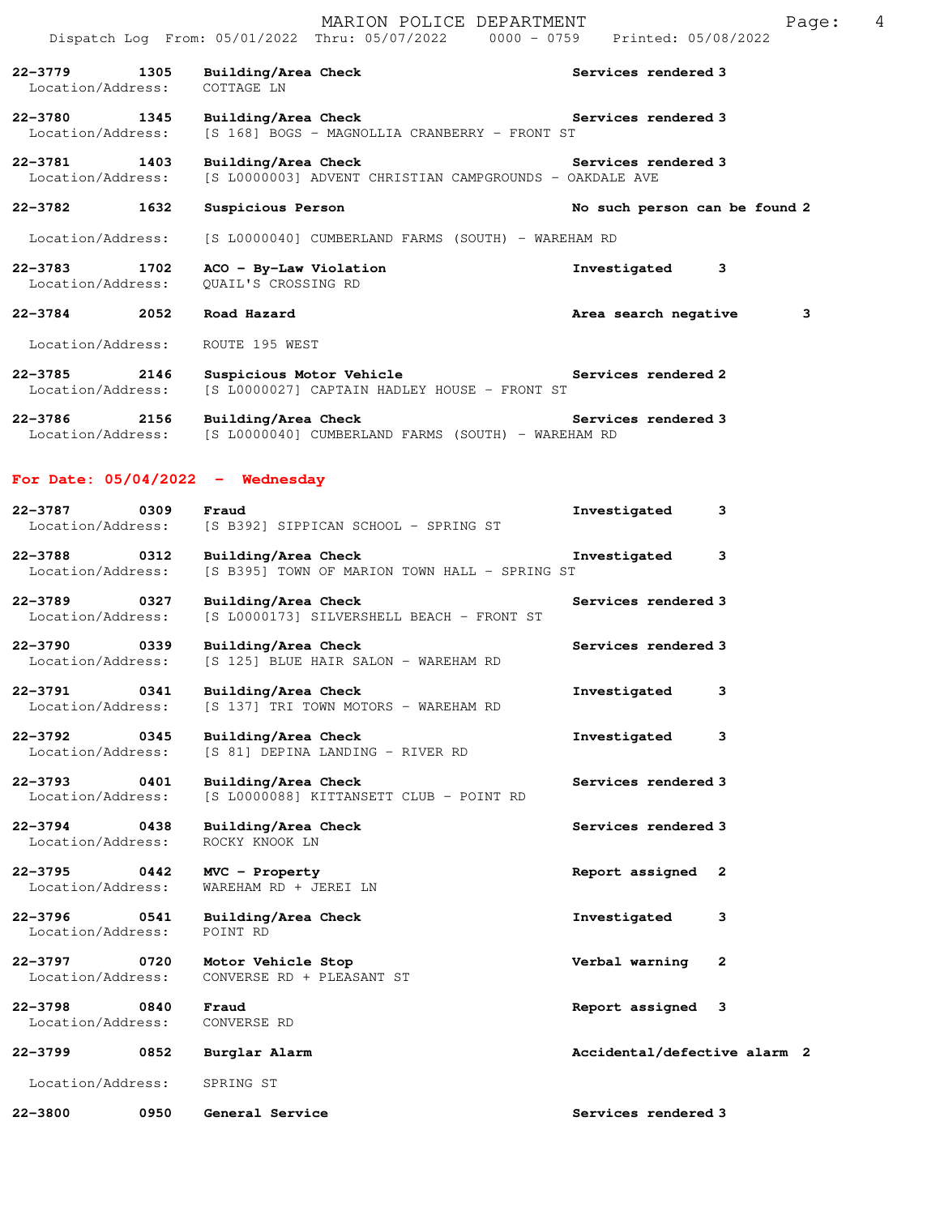**22-3779** 1305 **Building/Area Check** Services rendered 3
Location/Address: COTTAGE LN

**22-3780** 1345 **Building/Area Check** Services rendered 3
Location/Address: [S 168] BOGS - MAGNOLLIA CRANBERRY - FRONT ST

**22-3781** 1403 **Building/Area Check** Services rendered 3
Location/Address: [S L0000003] ADVENT CHRISTIAN CAMPGROUNDS - OAKDALE AVE

**22-3782** 1632 **Suspicious Person** No such person can be found 2
Location/Address: [S L0000040] CUMBERLAND FARMS (SOUTH) - WAREHAM RD

**22-3783** 1702 **ACO - By-Law Violation** Investigated 3
Location/Address: QUAIL'S CROSSING RD

**22-3784** 2052 **Road Hazard** Area search negative 3
Location/Address: ROUTE 195 WEST

**22-3785** 2146 **Suspicious Motor Vehicle** Services rendered 2
Location/Address: [S L0000027] CAPTAIN HADLEY HOUSE - FRONT ST

**22-3786** 2156 **Building/Area Check** Services rendered 3
Location/Address: [S L0000040] CUMBERLAND FARMS (SOUTH) - WAREHAM RD

## For Date: 05/04/2022 - Wednesday

**22-3787** 0309 **Fraud** Investigated 3
Location/Address: [S B392] SIPPICAN SCHOOL - SPRING ST

**22-3788** 0312 **Building/Area Check** Investigated 3
Location/Address: [S B395] TOWN OF MARION TOWN HALL - SPRING ST

**22-3789** 0327 **Building/Area Check** Services rendered 3
Location/Address: [S L0000173] SILVERSHELL BEACH - FRONT ST

**22-3790** 0339 **Building/Area Check** Services rendered 3
Location/Address: [S 125] BLUE HAIR SALON - WAREHAM RD

**22-3791** 0341 **Building/Area Check** Investigated 3
Location/Address: [S 137] TRI TOWN MOTORS - WAREHAM RD

**22-3792** 0345 **Building/Area Check** Investigated 3
Location/Address: [S 81] DEPINA LANDING - RIVER RD

**22-3793** 0401 **Building/Area Check** Services rendered 3
Location/Address: [S L0000088] KITTANSETT CLUB - POINT RD

**22-3794** 0438 **Building/Area Check** Services rendered 3
Location/Address: ROCKY KNOOK LN

**22-3795** 0442 **MVC - Property** Report assigned 2
Location/Address: WAREHAM RD + JEREI LN

**22-3796** 0541 **Building/Area Check** Investigated 3
Location/Address: POINT RD

**22-3797** 0720 **Motor Vehicle Stop** Verbal warning 2
Location/Address: CONVERSE RD + PLEASANT ST

**22-3798** 0840 **Fraud** Report assigned 3
Location/Address: CONVERSE RD

**22-3799** 0852 **Burglar Alarm** Accidental/defective alarm 2
Location/Address: SPRING ST

**22-3800** 0950 **General Service** Services rendered 3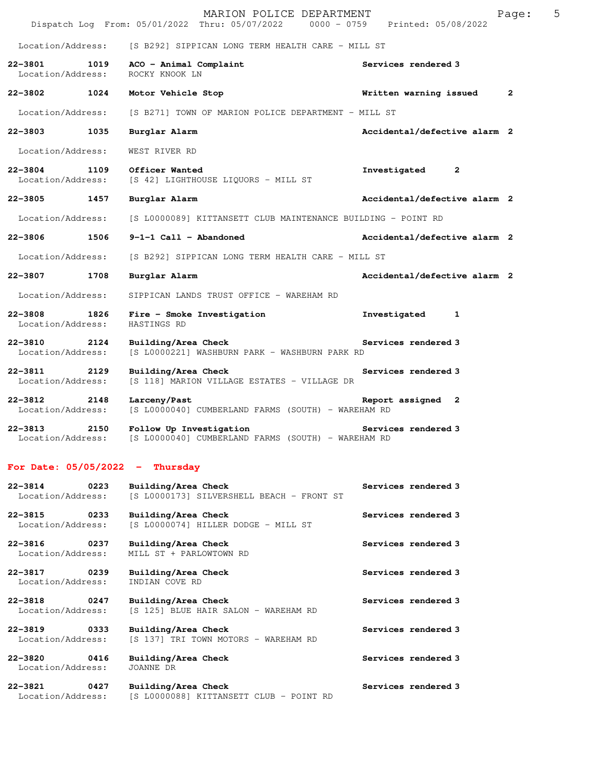Location/Address: [S B292] SIPPICAN LONG TERM HEALTH CARE - MILL ST

**22-3801 1019 ACO - Animal Complaint** **Services rendered 3**
Location/Address: ROCKY KNOOK LN

**22-3802 1024 Motor Vehicle Stop** **Written warning issued 2**
Location/Address: [S B271] TOWN OF MARION POLICE DEPARTMENT - MILL ST

**22-3803 1035 Burglar Alarm** **Accidental/defective alarm 2**
Location/Address: WEST RIVER RD

**22-3804 1109 Officer Wanted** **Investigated 2**
Location/Address: [S 42] LIGHTHOUSE LIQUORS - MILL ST

**22-3805 1457 Burglar Alarm** **Accidental/defective alarm 2**
Location/Address: [S L0000089] KITTANSETT CLUB MAINTENANCE BUILDING - POINT RD

**22-3806 1506 9-1-1 Call - Abandoned** **Accidental/defective alarm 2**
Location/Address: [S B292] SIPPICAN LONG TERM HEALTH CARE - MILL ST

**22-3807 1708 Burglar Alarm** **Accidental/defective alarm 2**
Location/Address: SIPPICAN LANDS TRUST OFFICE - WAREHAM RD

**22-3808 1826 Fire - Smoke Investigation** **Investigated 1**
Location/Address: HASTINGS RD

**22-3810 2124 Building/Area Check** **Services rendered 3**
Location/Address: [S L0000221] WASHBURN PARK - WASHBURN PARK RD

**22-3811 2129 Building/Area Check** **Services rendered 3**
Location/Address: [S 118] MARION VILLAGE ESTATES - VILLAGE DR

**22-3812 2148 Larceny/Past** **Report assigned 2**
Location/Address: [S L0000040] CUMBERLAND FARMS (SOUTH) - WAREHAM RD

**22-3813 2150 Follow Up Investigation** **Services rendered 3**
Location/Address: [S L0000040] CUMBERLAND FARMS (SOUTH) - WAREHAM RD

## For Date: 05/05/2022 - Thursday

**22-3814 0223 Building/Area Check** **Services rendered 3**
Location/Address: [S L0000173] SILVERSHELL BEACH - FRONT ST

**22-3815 0233 Building/Area Check** **Services rendered 3**
Location/Address: [S L0000074] HILLER DODGE - MILL ST

**22-3816 0237 Building/Area Check** **Services rendered 3**
Location/Address: MILL ST + PARLOWTOWN RD

**22-3817 0239 Building/Area Check** **Services rendered 3**
Location/Address: INDIAN COVE RD

**22-3818 0247 Building/Area Check** **Services rendered 3**
Location/Address: [S 125] BLUE HAIR SALON - WAREHAM RD

**22-3819 0333 Building/Area Check** **Services rendered 3**
Location/Address: [S 137] TRI TOWN MOTORS - WAREHAM RD

**22-3820 0416 Building/Area Check** **Services rendered 3**
Location/Address: JOANNE DR

**22-3821 0427 Building/Area Check** **Services rendered 3**
Location/Address: [S L0000088] KITTANSETT CLUB - POINT RD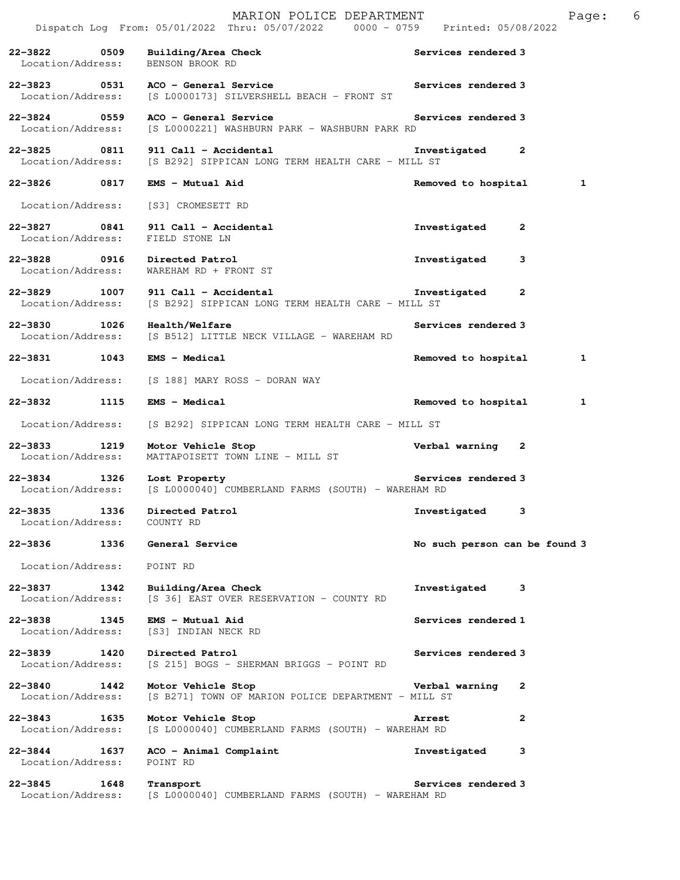| Call # | Time | Call Type | Disposition | Priority |
|---|---|---|---|---|
| 22-3822 | 0509 | Building/Area Check | Services rendered | 3 |
| Location/Address: | | BENSON BROOK RD | | |
| 22-3823 | 0531 | ACO - General Service | Services rendered | 3 |
| Location/Address: | | [S L0000173] SILVERSHELL BEACH - FRONT ST | | |
| 22-3824 | 0559 | ACO - General Service | Services rendered | 3 |
| Location/Address: | | [S L0000221] WASHBURN PARK - WASHBURN PARK RD | | |
| 22-3825 | 0811 | 911 Call - Accidental | Investigated | 2 |
| Location/Address: | | [S B292] SIPPICAN LONG TERM HEALTH CARE - MILL ST | | |
| 22-3826 | 0817 | EMS - Mutual Aid | Removed to hospital | 1 |
| Location/Address: | | [S3] CROMESETT RD | | |
| 22-3827 | 0841 | 911 Call - Accidental | Investigated | 2 |
| Location/Address: | | FIELD STONE LN | | |
| 22-3828 | 0916 | Directed Patrol | Investigated | 3 |
| Location/Address: | | WAREHAM RD + FRONT ST | | |
| 22-3829 | 1007 | 911 Call - Accidental | Investigated | 2 |
| Location/Address: | | [S B292] SIPPICAN LONG TERM HEALTH CARE - MILL ST | | |
| 22-3830 | 1026 | Health/Welfare | Services rendered | 3 |
| Location/Address: | | [S B512] LITTLE NECK VILLAGE - WAREHAM RD | | |
| 22-3831 | 1043 | EMS - Medical | Removed to hospital | 1 |
| Location/Address: | | [S 188] MARY ROSS - DORAN WAY | | |
| 22-3832 | 1115 | EMS - Medical | Removed to hospital | 1 |
| Location/Address: | | [S B292] SIPPICAN LONG TERM HEALTH CARE - MILL ST | | |
| 22-3833 | 1219 | Motor Vehicle Stop | Verbal warning | 2 |
| Location/Address: | | MATTAPOISETT TOWN LINE - MILL ST | | |
| 22-3834 | 1326 | Lost Property | Services rendered | 3 |
| Location/Address: | | [S L0000040] CUMBERLAND FARMS (SOUTH) - WAREHAM RD | | |
| 22-3835 | 1336 | Directed Patrol | Investigated | 3 |
| Location/Address: | | COUNTY RD | | |
| 22-3836 | 1336 | General Service | No such person can be found | 3 |
| Location/Address: | | POINT RD | | |
| 22-3837 | 1342 | Building/Area Check | Investigated | 3 |
| Location/Address: | | [S 36] EAST OVER RESERVATION - COUNTY RD | | |
| 22-3838 | 1345 | EMS - Mutual Aid | Services rendered | 1 |
| Location/Address: | | [S3] INDIAN NECK RD | | |
| 22-3839 | 1420 | Directed Patrol | Services rendered | 3 |
| Location/Address: | | [S 215] BOGS - SHERMAN BRIGGS - POINT RD | | |
| 22-3840 | 1442 | Motor Vehicle Stop | Verbal warning | 2 |
| Location/Address: | | [S B271] TOWN OF MARION POLICE DEPARTMENT - MILL ST | | |
| 22-3843 | 1635 | Motor Vehicle Stop | Arrest | 2 |
| Location/Address: | | [S L0000040] CUMBERLAND FARMS (SOUTH) - WAREHAM RD | | |
| 22-3844 | 1637 | ACO - Animal Complaint | Investigated | 3 |
| Location/Address: | | POINT RD | | |
| 22-3845 | 1648 | Transport | Services rendered | 3 |
| Location/Address: | | [S L0000040] CUMBERLAND FARMS (SOUTH) - WAREHAM RD | | |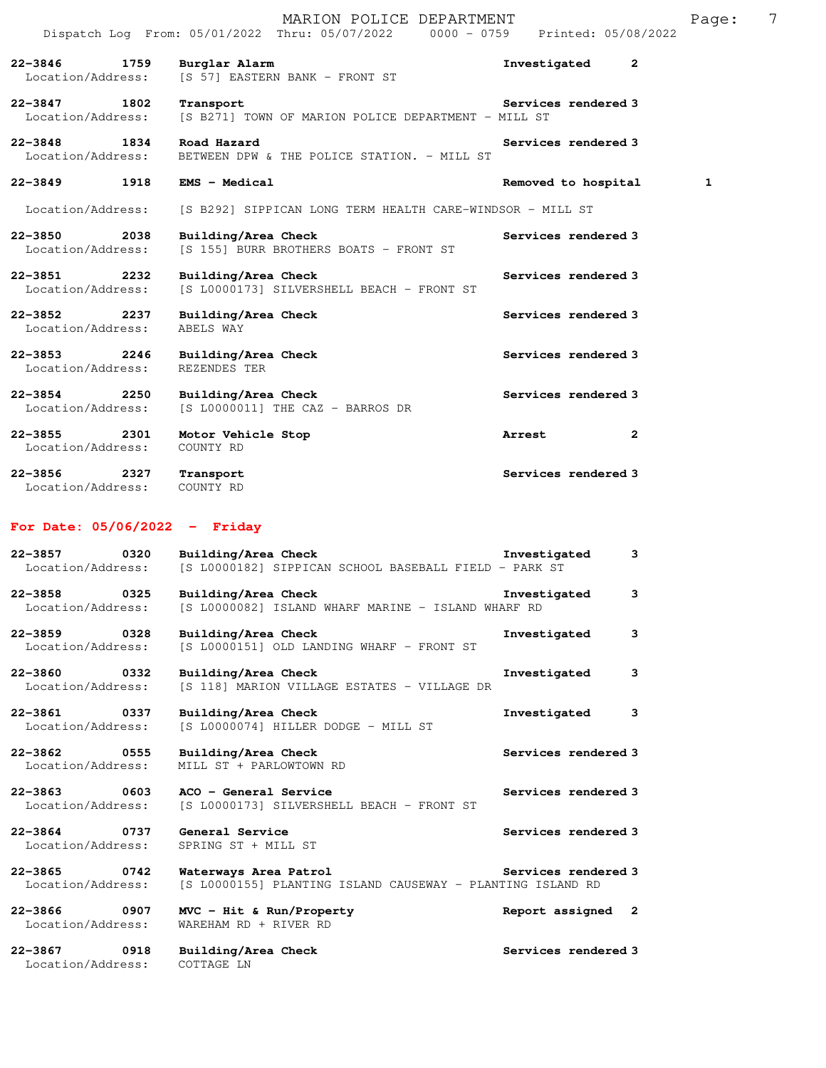| Call # | Time | Call Reason | Action | Priority |
|---|---|---|---|---|
| 22-3846 | 1759 | Burglar Alarm | Investigated | 2 |
| Location/Address: | | [S 57] EASTERN BANK - FRONT ST | | |
| 22-3847 | 1802 | Transport | Services rendered | 3 |
| Location/Address: | | [S B271] TOWN OF MARION POLICE DEPARTMENT - MILL ST | | |
| 22-3848 | 1834 | Road Hazard | Services rendered | 3 |
| Location/Address: | | BETWEEN DPW & THE POLICE STATION. - MILL ST | | |
| 22-3849 | 1918 | EMS - Medical | Removed to hospital | 1 |
| Location/Address: | | [S B292] SIPPICAN LONG TERM HEALTH CARE-WINDSOR - MILL ST | | |
| 22-3850 | 2038 | Building/Area Check | Services rendered | 3 |
| Location/Address: | | [S 155] BURR BROTHERS BOATS - FRONT ST | | |
| 22-3851 | 2232 | Building/Area Check | Services rendered | 3 |
| Location/Address: | | [S L0000173] SILVERSHELL BEACH - FRONT ST | | |
| 22-3852 | 2237 | Building/Area Check | Services rendered | 3 |
| Location/Address: | | ABELS WAY | | |
| 22-3853 | 2246 | Building/Area Check | Services rendered | 3 |
| Location/Address: | | REZENDES TER | | |
| 22-3854 | 2250 | Building/Area Check | Services rendered | 3 |
| Location/Address: | | [S L0000011] THE CAZ - BARROS DR | | |
| 22-3855 | 2301 | Motor Vehicle Stop | Arrest | 2 |
| Location/Address: | | COUNTY RD | | |
| 22-3856 | 2327 | Transport | Services rendered | 3 |
| Location/Address: | | COUNTY RD | | |

## For Date: 05/06/2022 - Friday

| Call # | Time | Call Reason | Action | Priority |
|---|---|---|---|---|
| 22-3857 | 0320 | Building/Area Check | Investigated | 3 |
| Location/Address: | | [S L0000182] SIPPICAN SCHOOL BASEBALL FIELD - PARK ST | | |
| 22-3858 | 0325 | Building/Area Check | Investigated | 3 |
| Location/Address: | | [S L0000082] ISLAND WHARF MARINE - ISLAND WHARF RD | | |
| 22-3859 | 0328 | Building/Area Check | Investigated | 3 |
| Location/Address: | | [S L0000151] OLD LANDING WHARF - FRONT ST | | |
| 22-3860 | 0332 | Building/Area Check | Investigated | 3 |
| Location/Address: | | [S 118] MARION VILLAGE ESTATES - VILLAGE DR | | |
| 22-3861 | 0337 | Building/Area Check | Investigated | 3 |
| Location/Address: | | [S L0000074] HILLER DODGE - MILL ST | | |
| 22-3862 | 0555 | Building/Area Check | Services rendered | 3 |
| Location/Address: | | MILL ST + PARLOWTOWN RD | | |
| 22-3863 | 0603 | ACO - General Service | Services rendered | 3 |
| Location/Address: | | [S L0000173] SILVERSHELL BEACH - FRONT ST | | |
| 22-3864 | 0737 | General Service | Services rendered | 3 |
| Location/Address: | | SPRING ST + MILL ST | | |
| 22-3865 | 0742 | Waterways Area Patrol | Services rendered | 3 |
| Location/Address: | | [S L0000155] PLANTING ISLAND CAUSEWAY - PLANTING ISLAND RD | | |
| 22-3866 | 0907 | MVC - Hit & Run/Property | Report assigned | 2 |
| Location/Address: | | WAREHAM RD + RIVER RD | | |
| 22-3867 | 0918 | Building/Area Check | Services rendered | 3 |
| Location/Address: | | COTTAGE LN | | |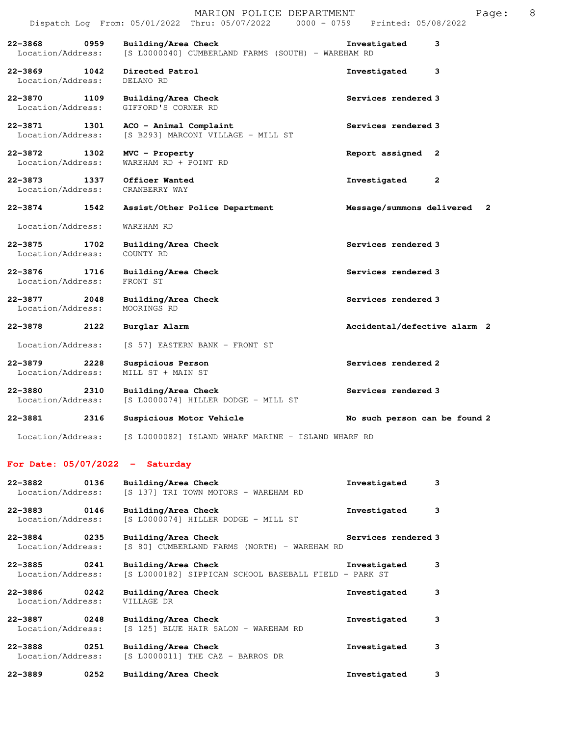| Call # | Time | Call Type | Action | Priority |
|---|---|---|---|---|
| 22-3868 | 0959 | Building/Area Check | Investigated | 3 |
| Location/Address: | | [S L0000040] CUMBERLAND FARMS (SOUTH) - WAREHAM RD | | |
| 22-3869 | 1042 | Directed Patrol | Investigated | 3 |
| Location/Address: | | DELANO RD | | |
| 22-3870 | 1109 | Building/Area Check | Services rendered | 3 |
| Location/Address: | | GIFFORD'S CORNER RD | | |
| 22-3871 | 1301 | ACO - Animal Complaint | Services rendered | 3 |
| Location/Address: | | [S B293] MARCONI VILLAGE - MILL ST | | |
| 22-3872 | 1302 | MVC - Property | Report assigned | 2 |
| Location/Address: | | WAREHAM RD + POINT RD | | |
| 22-3873 | 1337 | Officer Wanted | Investigated | 2 |
| Location/Address: | | CRANBERRY WAY | | |
| 22-3874 | 1542 | Assist/Other Police Department | Message/summons delivered | 2 |
| Location/Address: | | WAREHAM RD | | |
| 22-3875 | 1702 | Building/Area Check | Services rendered | 3 |
| Location/Address: | | COUNTY RD | | |
| 22-3876 | 1716 | Building/Area Check | Services rendered | 3 |
| Location/Address: | | FRONT ST | | |
| 22-3877 | 2048 | Building/Area Check | Services rendered | 3 |
| Location/Address: | | MOORINGS RD | | |
| 22-3878 | 2122 | Burglar Alarm | Accidental/defective alarm | 2 |
| Location/Address: | | [S 57] EASTERN BANK - FRONT ST | | |
| 22-3879 | 2228 | Suspicious Person | Services rendered | 2 |
| Location/Address: | | MILL ST + MAIN ST | | |
| 22-3880 | 2310 | Building/Area Check | Services rendered | 3 |
| Location/Address: | | [S L0000074] HILLER DODGE - MILL ST | | |
| 22-3881 | 2316 | Suspicious Motor Vehicle | No such person can be found | 2 |
| Location/Address: | | [S L0000082] ISLAND WHARF MARINE - ISLAND WHARF RD | | |

## For Date: 05/07/2022 - Saturday

| Call # | Time | Call Type | Action | Priority |
|---|---|---|---|---|
| 22-3882 | 0136 | Building/Area Check | Investigated | 3 |
| Location/Address: | | [S 137] TRI TOWN MOTORS - WAREHAM RD | | |
| 22-3883 | 0146 | Building/Area Check | Investigated | 3 |
| Location/Address: | | [S L0000074] HILLER DODGE - MILL ST | | |
| 22-3884 | 0235 | Building/Area Check | Services rendered | 3 |
| Location/Address: | | [S 80] CUMBERLAND FARMS (NORTH) - WAREHAM RD | | |
| 22-3885 | 0241 | Building/Area Check | Investigated | 3 |
| Location/Address: | | [S L0000182] SIPPICAN SCHOOL BASEBALL FIELD - PARK ST | | |
| 22-3886 | 0242 | Building/Area Check | Investigated | 3 |
| Location/Address: | | VILLAGE DR | | |
| 22-3887 | 0248 | Building/Area Check | Investigated | 3 |
| Location/Address: | | [S 125] BLUE HAIR SALON - WAREHAM RD | | |
| 22-3888 | 0251 | Building/Area Check | Investigated | 3 |
| Location/Address: | | [S L0000011] THE CAZ - BARROS DR | | |
| 22-3889 | 0252 | Building/Area Check | Investigated | 3 |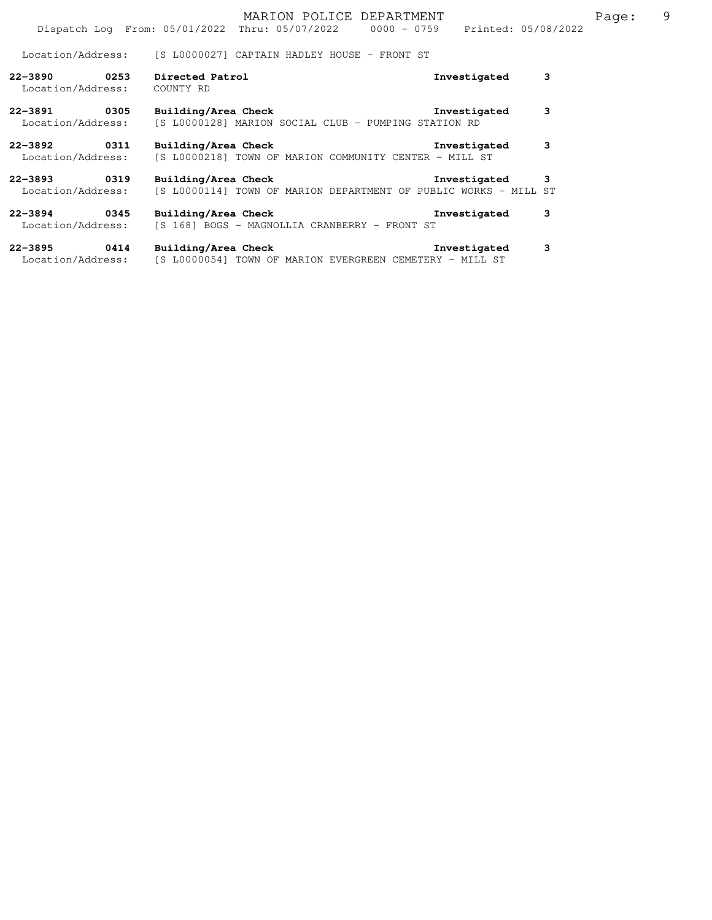Location/Address: [S L0000027] CAPTAIN HADLEY HOUSE - FRONT ST

**22-3890 0253 Directed Patrol** **Investigated 3**
Location/Address: COUNTY RD

**22-3891 0305 Building/Area Check** **Investigated 3**
Location/Address: [S L0000128] MARION SOCIAL CLUB - PUMPING STATION RD

**22-3892 0311 Building/Area Check** **Investigated 3**
Location/Address: [S L0000218] TOWN OF MARION COMMUNITY CENTER - MILL ST

**22-3893 0319 Building/Area Check** **Investigated 3**
Location/Address: [S L0000114] TOWN OF MARION DEPARTMENT OF PUBLIC WORKS - MILL ST

**22-3894 0345 Building/Area Check** **Investigated 3**
Location/Address: [S 168] BOGS - MAGNOLLIA CRANBERRY - FRONT ST

**22-3895 0414 Building/Area Check** **Investigated 3**
Location/Address: [S L0000054] TOWN OF MARION EVERGREEN CEMETERY - MILL ST